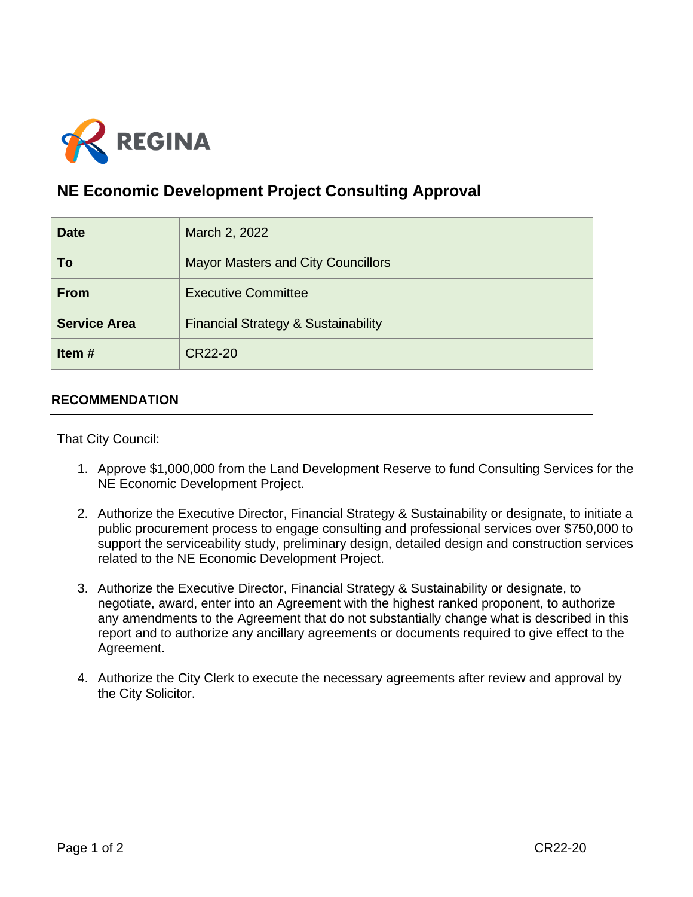REGINA

# NE Economic Development Project Consulting Approval

| Date | March 2, 2022 |
|---|---|
| To | Mayor Masters and City Councillors |
| From | Executive Committee |
| Service Area | Financial Strategy & Sustainability |
| Item # | CR22-20 |

## RECOMMENDATION

That City Council:

1. Approve $1,000,000 from the Land Development Reserve to fund Consulting Services for the NE Economic Development Project.

2. Authorize the Executive Director, Financial Strategy & Sustainability or designate, to initiate a public procurement process to engage consulting and professional services over $750,000 to support the serviceability study, preliminary design, detailed design and construction services related to the NE Economic Development Project.

3. Authorize the Executive Director, Financial Strategy & Sustainability or designate, to negotiate, award, enter into an Agreement with the highest ranked proponent, to authorize any amendments to the Agreement that do not substantially change what is described in this report and to authorize any ancillary agreements or documents required to give effect to the Agreement.

4. Authorize the City Clerk to execute the necessary agreements after review and approval by the City Solicitor.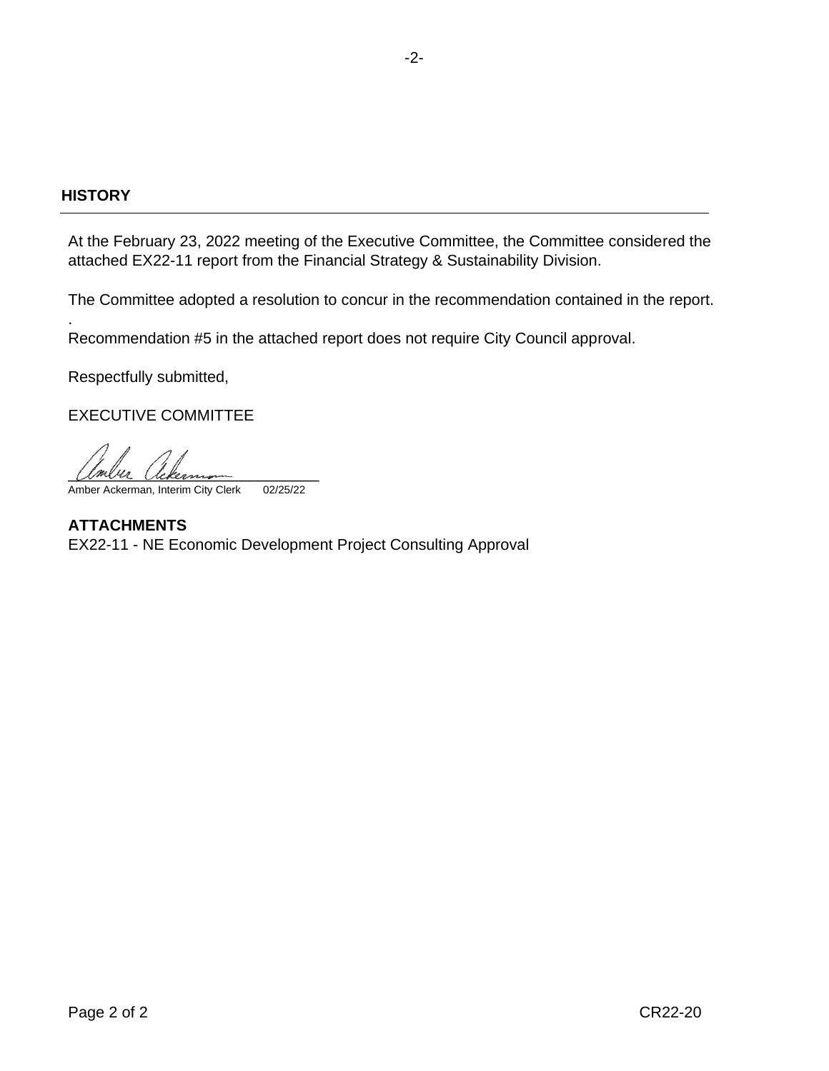## HISTORY

At the February 23, 2022 meeting of the Executive Committee, the Committee considered the attached EX22-11 report from the Financial Strategy & Sustainability Division.

The Committee adopted a resolution to concur in the recommendation contained in the report.
.
Recommendation #5 in the attached report does not require City Council approval.

Respectfully submitted,

EXECUTIVE COMMITTEE

Amber Ackerman, Interim City Clerk 02/25/22

**ATTACHMENTS**
EX22-11 - NE Economic Development Project Consulting Approval